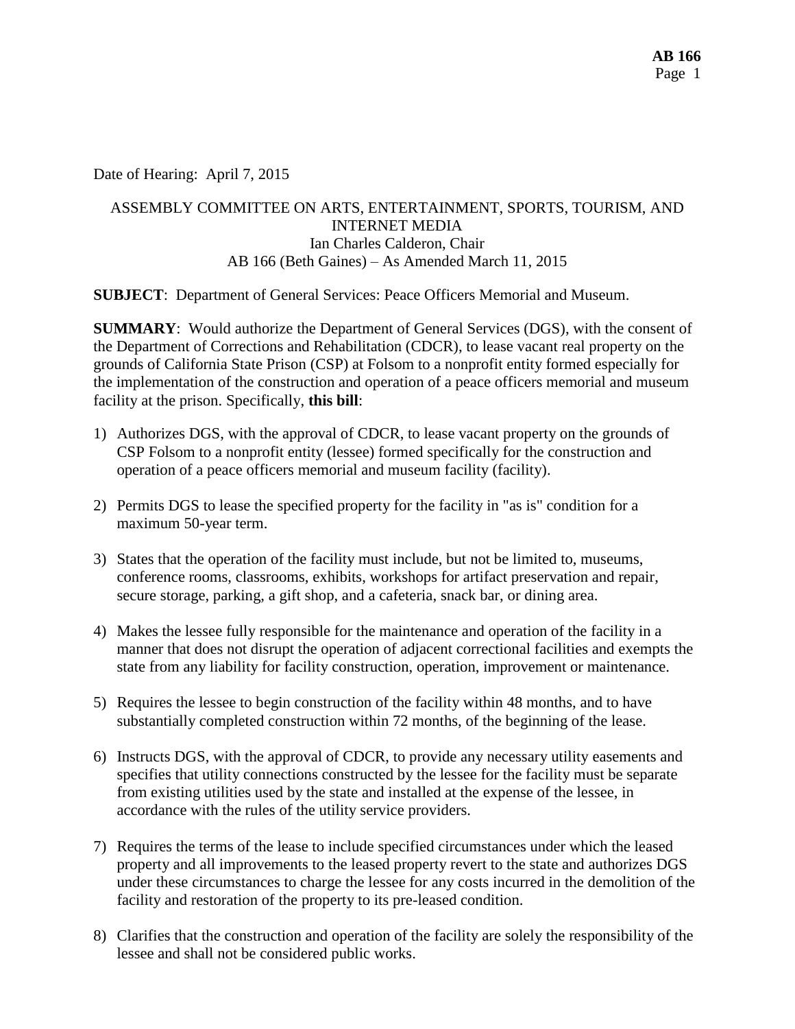Date of Hearing: April 7, 2015

ASSEMBLY COMMITTEE ON ARTS, ENTERTAINMENT, SPORTS, TOURISM, AND INTERNET MEDIA
Ian Charles Calderon, Chair
AB 166 (Beth Gaines) – As Amended March 11, 2015

**SUBJECT**: Department of General Services: Peace Officers Memorial and Museum.

**SUMMARY**: Would authorize the Department of General Services (DGS), with the consent of the Department of Corrections and Rehabilitation (CDCR), to lease vacant real property on the grounds of California State Prison (CSP) at Folsom to a nonprofit entity formed especially for the implementation of the construction and operation of a peace officers memorial and museum facility at the prison. Specifically, **this bill**:

1) Authorizes DGS, with the approval of CDCR, to lease vacant property on the grounds of CSP Folsom to a nonprofit entity (lessee) formed specifically for the construction and operation of a peace officers memorial and museum facility (facility).

2) Permits DGS to lease the specified property for the facility in "as is" condition for a maximum 50-year term.

3) States that the operation of the facility must include, but not be limited to, museums, conference rooms, classrooms, exhibits, workshops for artifact preservation and repair, secure storage, parking, a gift shop, and a cafeteria, snack bar, or dining area.

4) Makes the lessee fully responsible for the maintenance and operation of the facility in a manner that does not disrupt the operation of adjacent correctional facilities and exempts the state from any liability for facility construction, operation, improvement or maintenance.

5) Requires the lessee to begin construction of the facility within 48 months, and to have substantially completed construction within 72 months, of the beginning of the lease.

6) Instructs DGS, with the approval of CDCR, to provide any necessary utility easements and specifies that utility connections constructed by the lessee for the facility must be separate from existing utilities used by the state and installed at the expense of the lessee, in accordance with the rules of the utility service providers.

7) Requires the terms of the lease to include specified circumstances under which the leased property and all improvements to the leased property revert to the state and authorizes DGS under these circumstances to charge the lessee for any costs incurred in the demolition of the facility and restoration of the property to its pre-leased condition.

8) Clarifies that the construction and operation of the facility are solely the responsibility of the lessee and shall not be considered public works.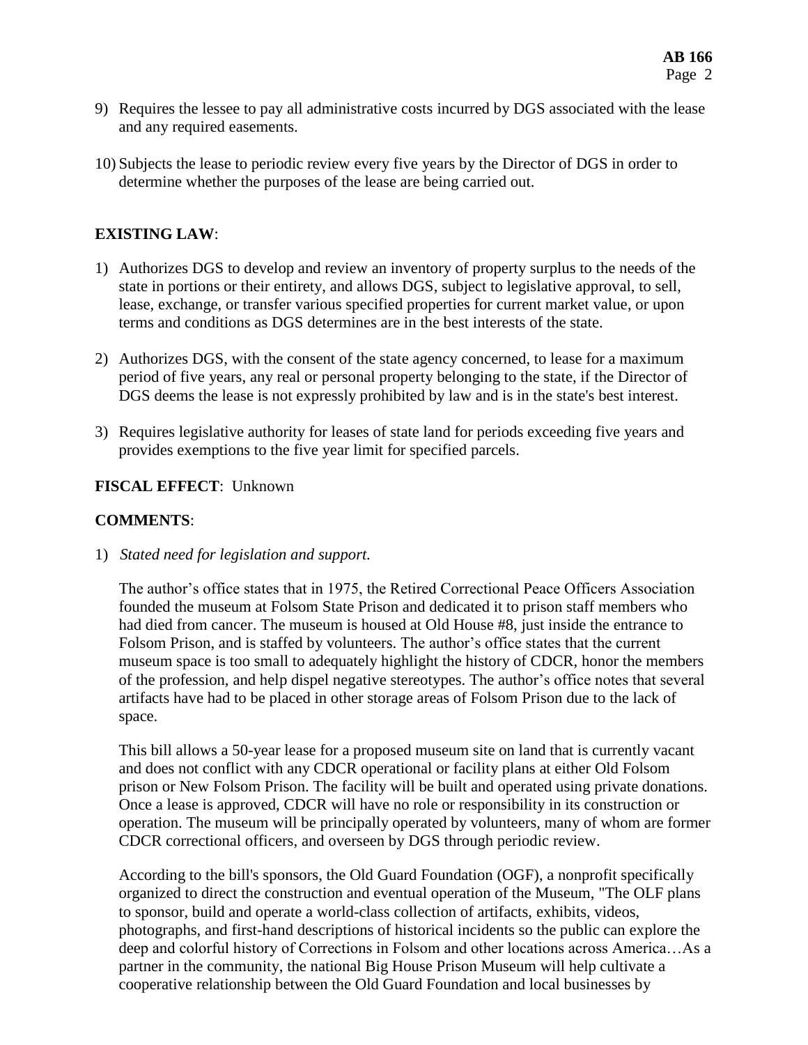9) Requires the lessee to pay all administrative costs incurred by DGS associated with the lease and any required easements.

10) Subjects the lease to periodic review every five years by the Director of DGS in order to determine whether the purposes of the lease are being carried out.

**EXISTING LAW**:

1) Authorizes DGS to develop and review an inventory of property surplus to the needs of the state in portions or their entirety, and allows DGS, subject to legislative approval, to sell, lease, exchange, or transfer various specified properties for current market value, or upon terms and conditions as DGS determines are in the best interests of the state.

2) Authorizes DGS, with the consent of the state agency concerned, to lease for a maximum period of five years, any real or personal property belonging to the state, if the Director of DGS deems the lease is not expressly prohibited by law and is in the state's best interest.

3) Requires legislative authority for leases of state land for periods exceeding five years and provides exemptions to the five year limit for specified parcels.

**FISCAL EFFECT**: Unknown

**COMMENTS**:

1) *Stated need for legislation and support.*

   The author's office states that in 1975, the Retired Correctional Peace Officers Association founded the museum at Folsom State Prison and dedicated it to prison staff members who had died from cancer. The museum is housed at Old House #8, just inside the entrance to Folsom Prison, and is staffed by volunteers. The author's office states that the current museum space is too small to adequately highlight the history of CDCR, honor the members of the profession, and help dispel negative stereotypes. The author's office notes that several artifacts have had to be placed in other storage areas of Folsom Prison due to the lack of space.

   This bill allows a 50-year lease for a proposed museum site on land that is currently vacant and does not conflict with any CDCR operational or facility plans at either Old Folsom prison or New Folsom Prison. The facility will be built and operated using private donations. Once a lease is approved, CDCR will have no role or responsibility in its construction or operation. The museum will be principally operated by volunteers, many of whom are former CDCR correctional officers, and overseen by DGS through periodic review.

   According to the bill's sponsors, the Old Guard Foundation (OGF), a nonprofit specifically organized to direct the construction and eventual operation of the Museum, "The OLF plans to sponsor, build and operate a world-class collection of artifacts, exhibits, videos, photographs, and first-hand descriptions of historical incidents so the public can explore the deep and colorful history of Corrections in Folsom and other locations across America…As a partner in the community, the national Big House Prison Museum will help cultivate a cooperative relationship between the Old Guard Foundation and local businesses by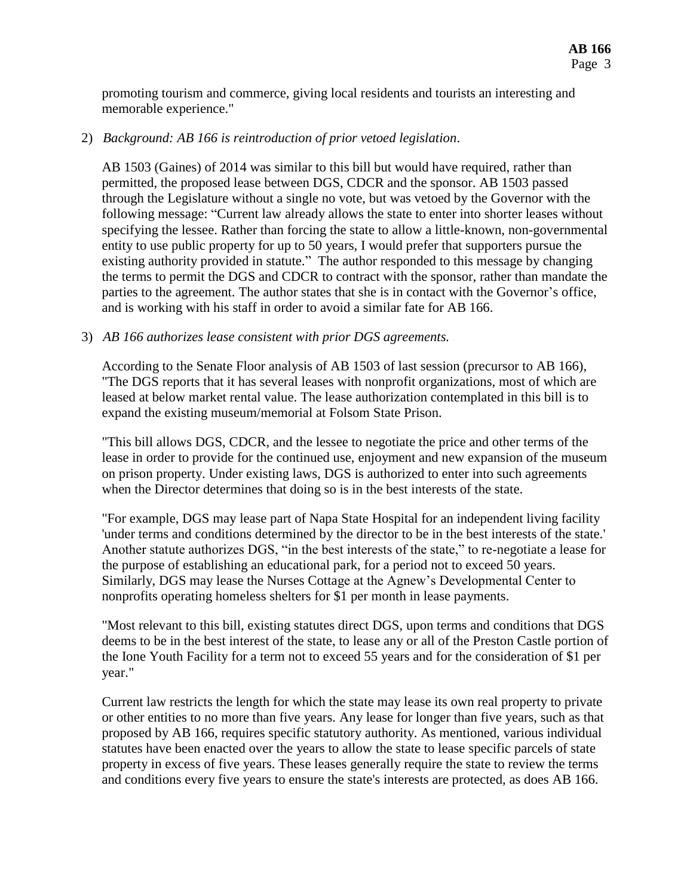promoting tourism and commerce, giving local residents and tourists an interesting and memorable experience."

2) *Background: AB 166 is reintroduction of prior vetoed legislation*.

   AB 1503 (Gaines) of 2014 was similar to this bill but would have required, rather than permitted, the proposed lease between DGS, CDCR and the sponsor. AB 1503 passed through the Legislature without a single no vote, but was vetoed by the Governor with the following message: "Current law already allows the state to enter into shorter leases without specifying the lessee. Rather than forcing the state to allow a little-known, non-governmental entity to use public property for up to 50 years, I would prefer that supporters pursue the existing authority provided in statute." The author responded to this message by changing the terms to permit the DGS and CDCR to contract with the sponsor, rather than mandate the parties to the agreement. The author states that she is in contact with the Governor's office, and is working with his staff in order to avoid a similar fate for AB 166.

3) *AB 166 authorizes lease consistent with prior DGS agreements.*

   According to the Senate Floor analysis of AB 1503 of last session (precursor to AB 166), "The DGS reports that it has several leases with nonprofit organizations, most of which are leased at below market rental value. The lease authorization contemplated in this bill is to expand the existing museum/memorial at Folsom State Prison.

   "This bill allows DGS, CDCR, and the lessee to negotiate the price and other terms of the lease in order to provide for the continued use, enjoyment and new expansion of the museum on prison property. Under existing laws, DGS is authorized to enter into such agreements when the Director determines that doing so is in the best interests of the state.

   "For example, DGS may lease part of Napa State Hospital for an independent living facility 'under terms and conditions determined by the director to be in the best interests of the state.' Another statute authorizes DGS, "in the best interests of the state," to re-negotiate a lease for the purpose of establishing an educational park, for a period not to exceed 50 years. Similarly, DGS may lease the Nurses Cottage at the Agnew's Developmental Center to nonprofits operating homeless shelters for $1 per month in lease payments.

   "Most relevant to this bill, existing statutes direct DGS, upon terms and conditions that DGS deems to be in the best interest of the state, to lease any or all of the Preston Castle portion of the Ione Youth Facility for a term not to exceed 55 years and for the consideration of $1 per year."

   Current law restricts the length for which the state may lease its own real property to private or other entities to no more than five years. Any lease for longer than five years, such as that proposed by AB 166, requires specific statutory authority. As mentioned, various individual statutes have been enacted over the years to allow the state to lease specific parcels of state property in excess of five years. These leases generally require the state to review the terms and conditions every five years to ensure the state's interests are protected, as does AB 166.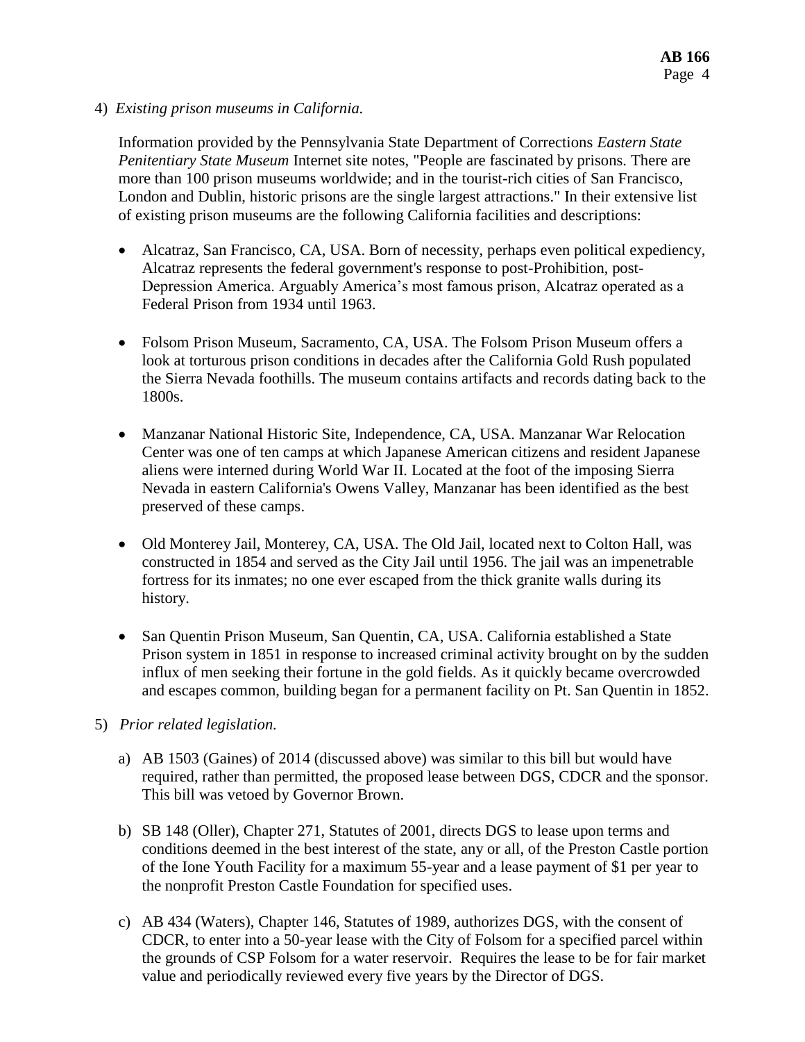4) *Existing prison museums in California.*

Information provided by the Pennsylvania State Department of Corrections *Eastern State Penitentiary State Museum* Internet site notes, "People are fascinated by prisons. There are more than 100 prison museums worldwide; and in the tourist-rich cities of San Francisco, London and Dublin, historic prisons are the single largest attractions." In their extensive list of existing prison museums are the following California facilities and descriptions:

- Alcatraz, San Francisco, CA, USA. Born of necessity, perhaps even political expediency, Alcatraz represents the federal government's response to post-Prohibition, post-Depression America. Arguably America's most famous prison, Alcatraz operated as a Federal Prison from 1934 until 1963.

- Folsom Prison Museum, Sacramento, CA, USA. The Folsom Prison Museum offers a look at torturous prison conditions in decades after the California Gold Rush populated the Sierra Nevada foothills. The museum contains artifacts and records dating back to the 1800s.

- Manzanar National Historic Site, Independence, CA, USA. Manzanar War Relocation Center was one of ten camps at which Japanese American citizens and resident Japanese aliens were interned during World War II. Located at the foot of the imposing Sierra Nevada in eastern California's Owens Valley, Manzanar has been identified as the best preserved of these camps.

- Old Monterey Jail, Monterey, CA, USA. The Old Jail, located next to Colton Hall, was constructed in 1854 and served as the City Jail until 1956. The jail was an impenetrable fortress for its inmates; no one ever escaped from the thick granite walls during its history.

- San Quentin Prison Museum, San Quentin, CA, USA. California established a State Prison system in 1851 in response to increased criminal activity brought on by the sudden influx of men seeking their fortune in the gold fields. As it quickly became overcrowded and escapes common, building began for a permanent facility on Pt. San Quentin in 1852.

5) *Prior related legislation.*

   a) AB 1503 (Gaines) of 2014 (discussed above) was similar to this bill but would have required, rather than permitted, the proposed lease between DGS, CDCR and the sponsor. This bill was vetoed by Governor Brown.

   b) SB 148 (Oller), Chapter 271, Statutes of 2001, directs DGS to lease upon terms and conditions deemed in the best interest of the state, any or all, of the Preston Castle portion of the Ione Youth Facility for a maximum 55-year and a lease payment of $1 per year to the nonprofit Preston Castle Foundation for specified uses.

   c) AB 434 (Waters), Chapter 146, Statutes of 1989, authorizes DGS, with the consent of CDCR, to enter into a 50-year lease with the City of Folsom for a specified parcel within the grounds of CSP Folsom for a water reservoir. Requires the lease to be for fair market value and periodically reviewed every five years by the Director of DGS.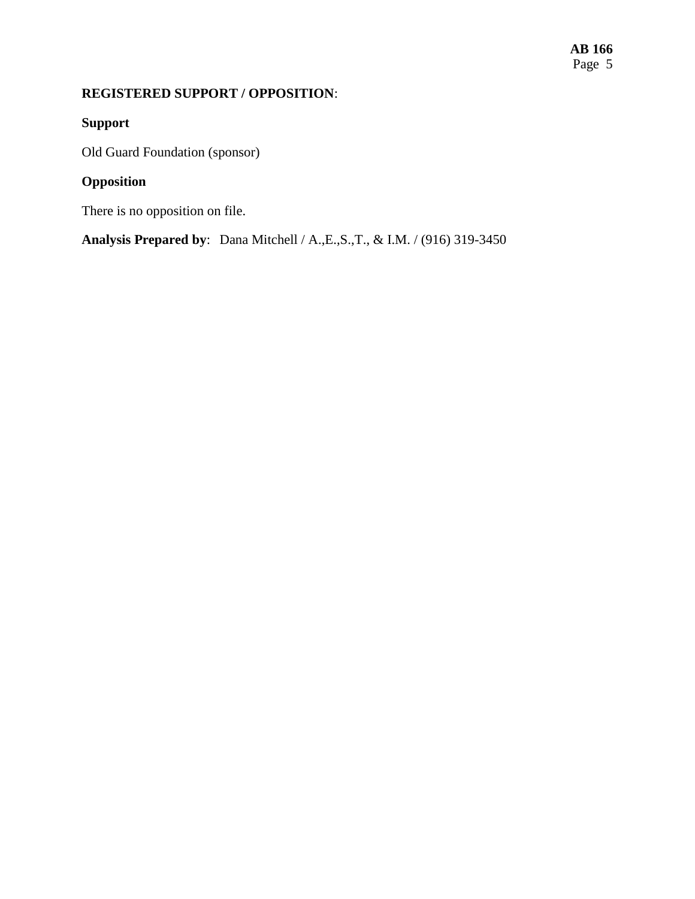**REGISTERED SUPPORT / OPPOSITION**:

**Support**

Old Guard Foundation (sponsor)

**Opposition**

There is no opposition on file.

**Analysis Prepared by**: Dana Mitchell / A.,E.,S.,T., & I.M. / (916) 319-3450